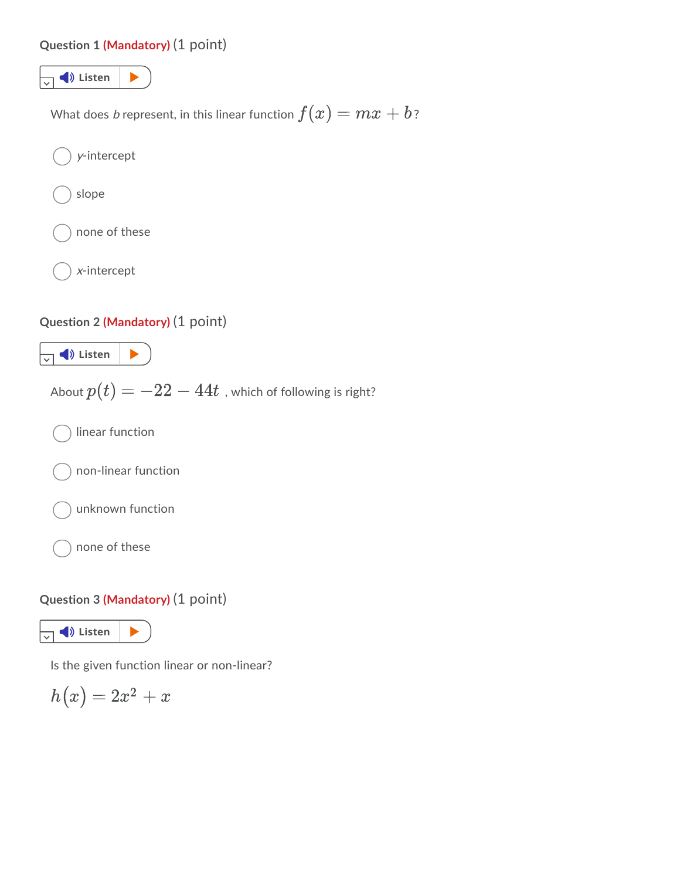**Question 1** **(Mandatory)** (1 point)

Listen

What does *b* represent, in this linear function $f(x) = mx + b$?

- *y*-intercept
- slope
- none of these
- *x*-intercept

**Question 2** **(Mandatory)** (1 point)

Listen

About $p(t) = -22 - 44t$ , which of following is right?

- linear function
- non-linear function
- unknown function
- none of these

**Question 3** **(Mandatory)** (1 point)

Listen

Is the given function linear or non-linear?

$$h(x) = 2x^2 + x$$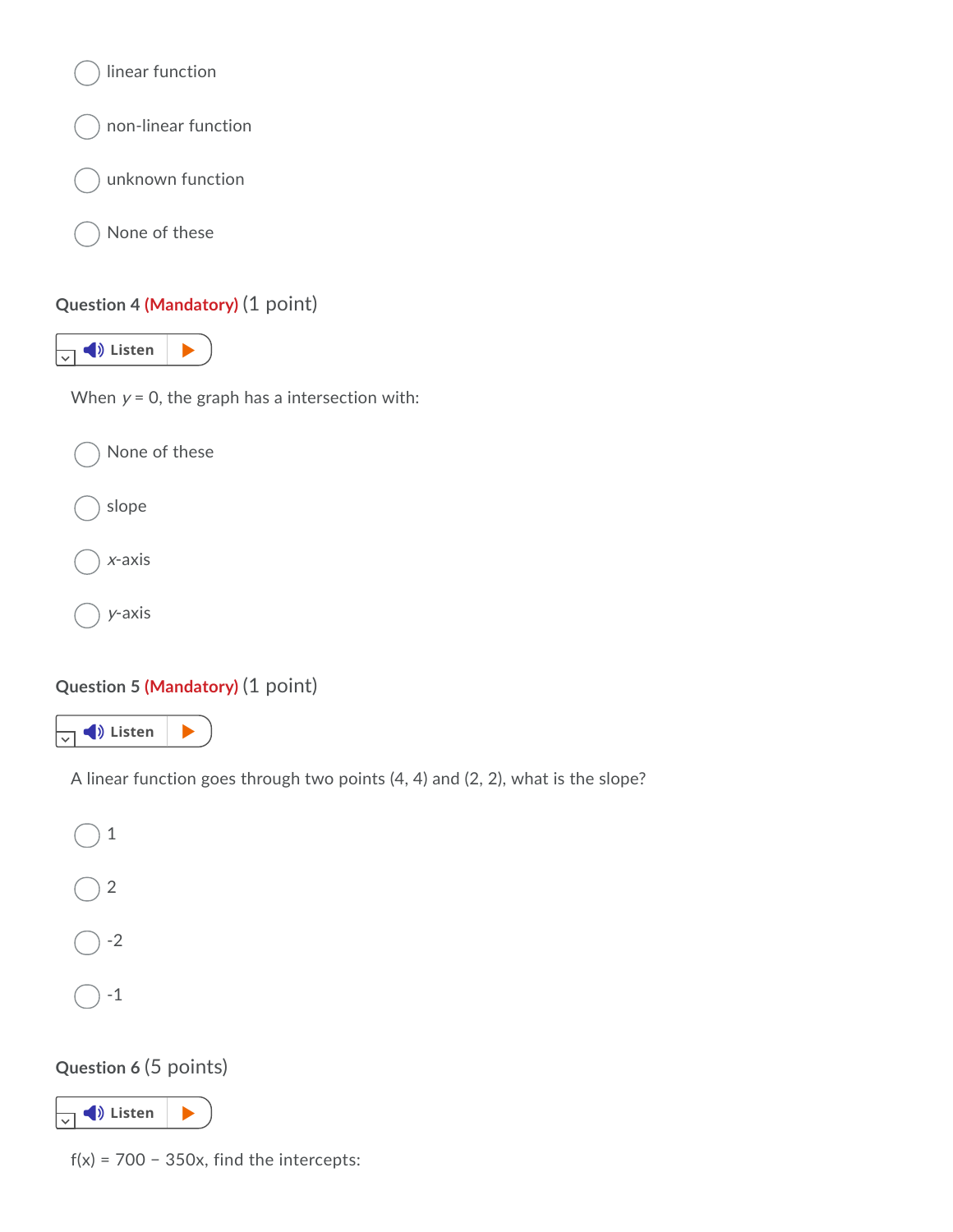- linear function
- non-linear function
- unknown function
- None of these

**Question 4** **(Mandatory)** (1 point)

Listen

When $y = 0$, the graph has a intersection with:

- None of these
- slope
- $x$-axis
- $y$-axis

**Question 5** **(Mandatory)** (1 point)

Listen

A linear function goes through two points (4, 4) and (2, 2), what is the slope?

- 1
- 2
- -2
- -1

**Question 6** (5 points)

Listen

$f(x) = 700 - 350x$, find the intercepts: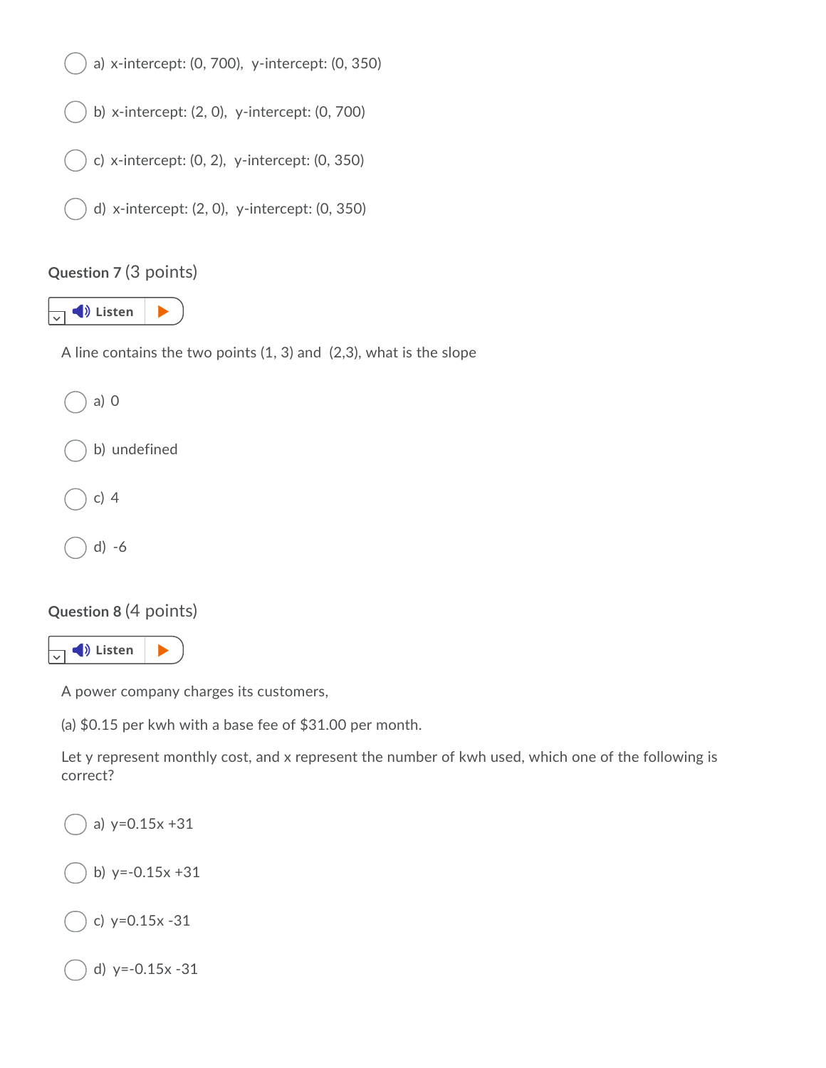- a) x-intercept: (0, 700), y-intercept: (0, 350)
- b) x-intercept: (2, 0), y-intercept: (0, 700)
- c) x-intercept: (0, 2), y-intercept: (0, 350)
- d) x-intercept: (2, 0), y-intercept: (0, 350)

## Question 7 (3 points)

Listen

A line contains the two points (1, 3) and (2,3), what is the slope

- a) 0
- b) undefined
- c) 4
- d) -6

## Question 8 (4 points)

Listen

A power company charges its customers,

(a) $0.15 per kwh with a base fee of $31.00 per month.

Let y represent monthly cost, and x represent the number of kwh used, which one of the following is correct?

- a) $y=0.15x+31$
- b) $y=-0.15x+31$
- c) $y=0.15x-31$
- d) $y=-0.15x-31$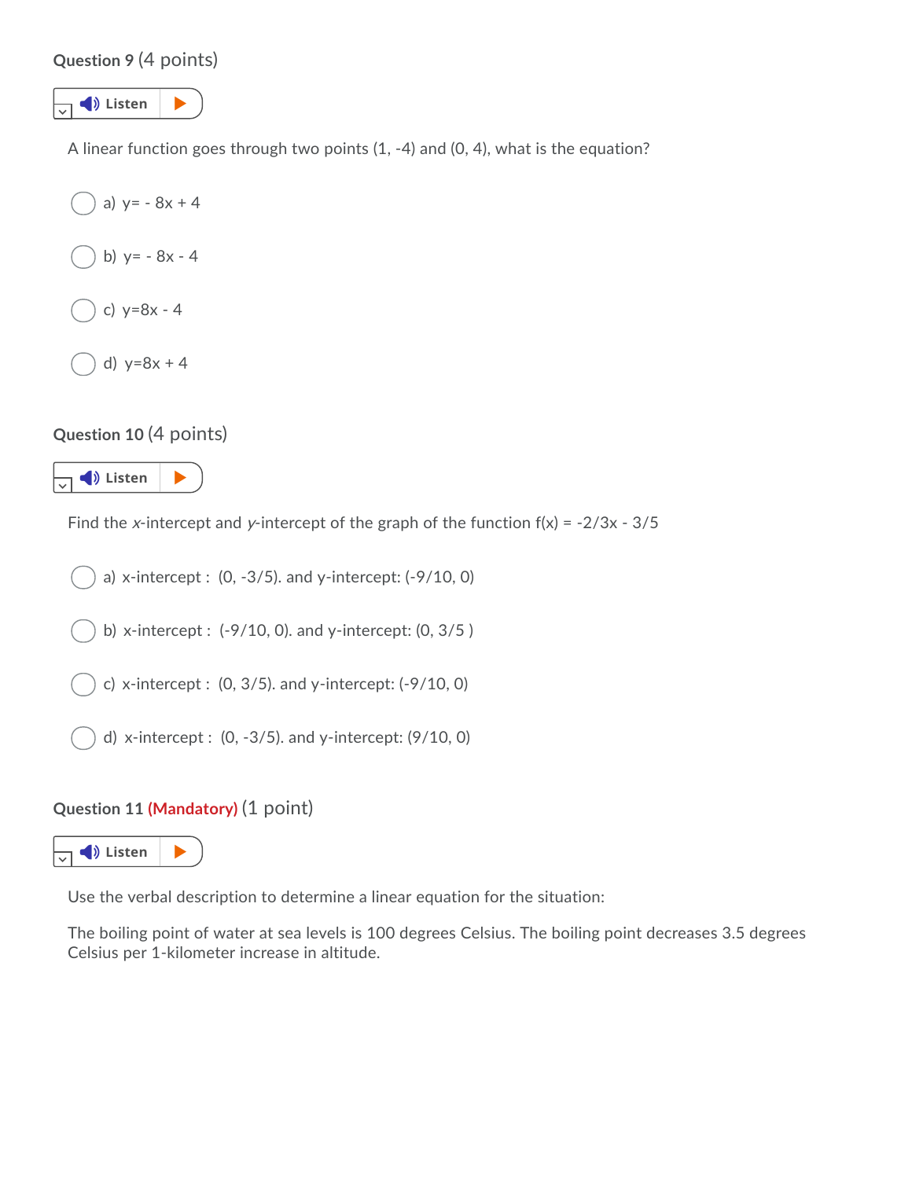**Question 9** (4 points)

Listen

A linear function goes through two points (1, -4) and (0, 4), what is the equation?

a) $y= - 8x + 4$

b) $y= - 8x - 4$

c) $y=8x - 4$

d) $y=8x + 4$

**Question 10** (4 points)

Listen

Find the *x*-intercept and *y*-intercept of the graph of the function $f(x) = -2/3x - 3/5$

a) x-intercept : (0, -3/5). and y-intercept: (-9/10, 0)

b) x-intercept : (-9/10, 0). and y-intercept: (0, 3/5 )

c) x-intercept : (0, 3/5). and y-intercept: (-9/10, 0)

d) x-intercept : (0, -3/5). and y-intercept: (9/10, 0)

**Question 11** **(Mandatory)** (1 point)

Listen

Use the verbal description to determine a linear equation for the situation:

The boiling point of water at sea levels is 100 degrees Celsius. The boiling point decreases 3.5 degrees Celsius per 1-kilometer increase in altitude.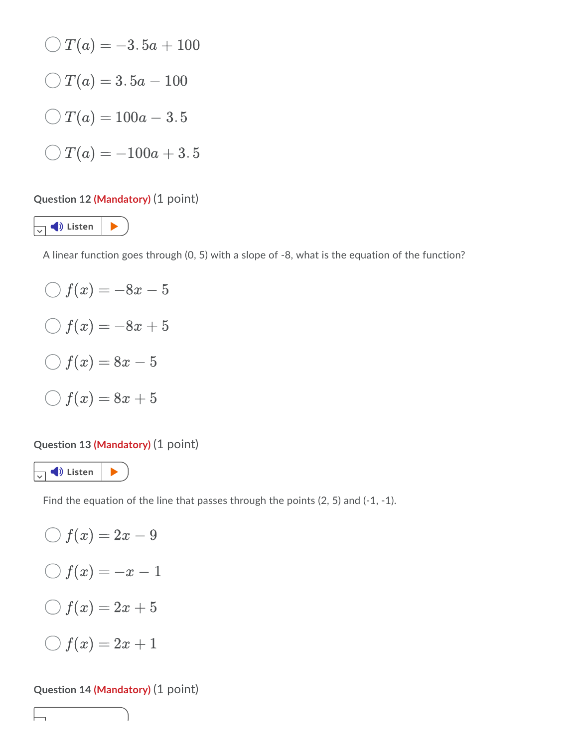- ○ $T(a) = -3.5a + 100$
- ○ $T(a) = 3.5a - 100$
- ○ $T(a) = 100a - 3.5$
- ○ $T(a) = -100a + 3.5$

**Question 12** **(Mandatory)** (1 point)

Listen

A linear function goes through (0, 5) with a slope of -8, what is the equation of the function?

- ○ $f(x) = -8x - 5$
- ○ $f(x) = -8x + 5$
- ○ $f(x) = 8x - 5$
- ○ $f(x) = 8x + 5$

**Question 13** **(Mandatory)** (1 point)

Listen

Find the equation of the line that passes through the points (2, 5) and (-1, -1).

- ○ $f(x) = 2x - 9$
- ○ $f(x) = -x - 1$
- ○ $f(x) = 2x + 5$
- ○ $f(x) = 2x + 1$

**Question 14** **(Mandatory)** (1 point)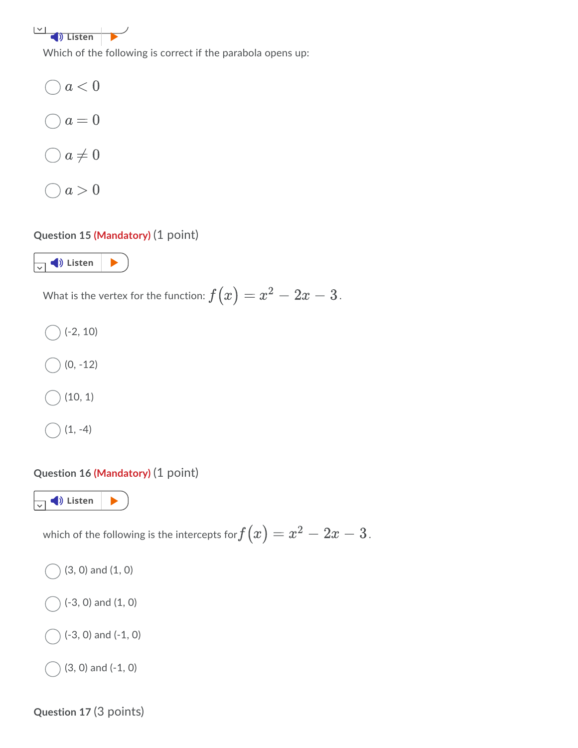Which of the following is correct if the parabola opens up:

- $a < 0$
- $a = 0$
- $a \neq 0$
- $a > 0$

**Question 15** **(Mandatory)** (1 point)

What is the vertex for the function: $f(x) = x^2 - 2x - 3$.

- (-2, 10)
- (0, -12)
- (10, 1)
- (1, -4)

**Question 16** **(Mandatory)** (1 point)

which of the following is the intercepts for $f(x) = x^2 - 2x - 3$.

- (3, 0) and (1, 0)
- (-3, 0) and (1, 0)
- (-3, 0) and (-1, 0)
- (3, 0) and (-1, 0)

**Question 17** (3 points)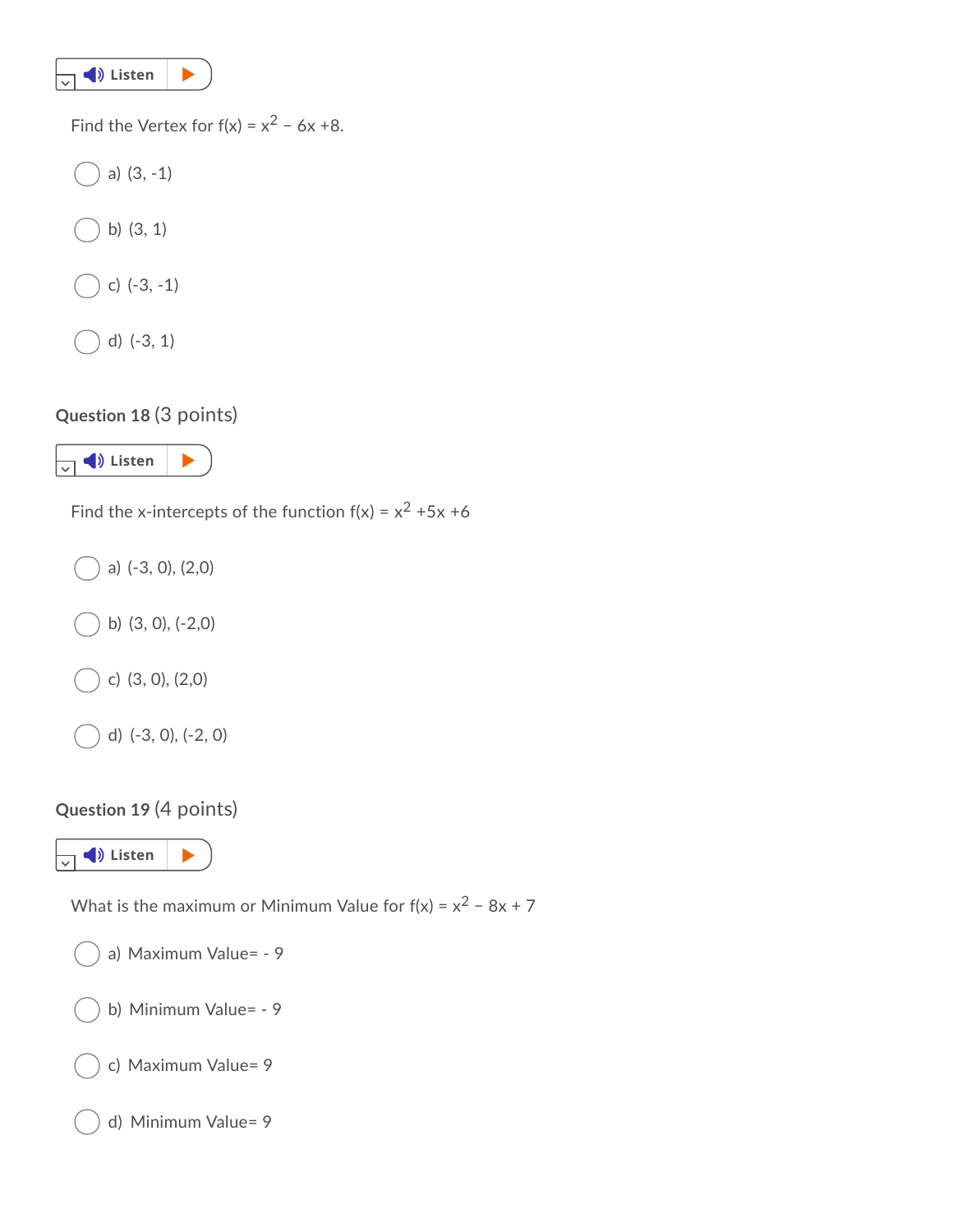Listen

Find the Vertex for f(x) = $x^2$ – 6x +8.

a) (3, -1)

b) (3, 1)

c) (-3, -1)

d) (-3, 1)

## Question 18 (3 points)

Listen

Find the x-intercepts of the function f(x) = $x^2$ +5x +6

a) (-3, 0), (2,0)

b) (3, 0), (-2,0)

c) (3, 0), (2,0)

d) (-3, 0), (-2, 0)

## Question 19 (4 points)

Listen

What is the maximum or Minimum Value for f(x) = $x^2$ – 8x + 7

a) Maximum Value= - 9

b) Minimum Value= - 9

c) Maximum Value= 9

d) Minimum Value= 9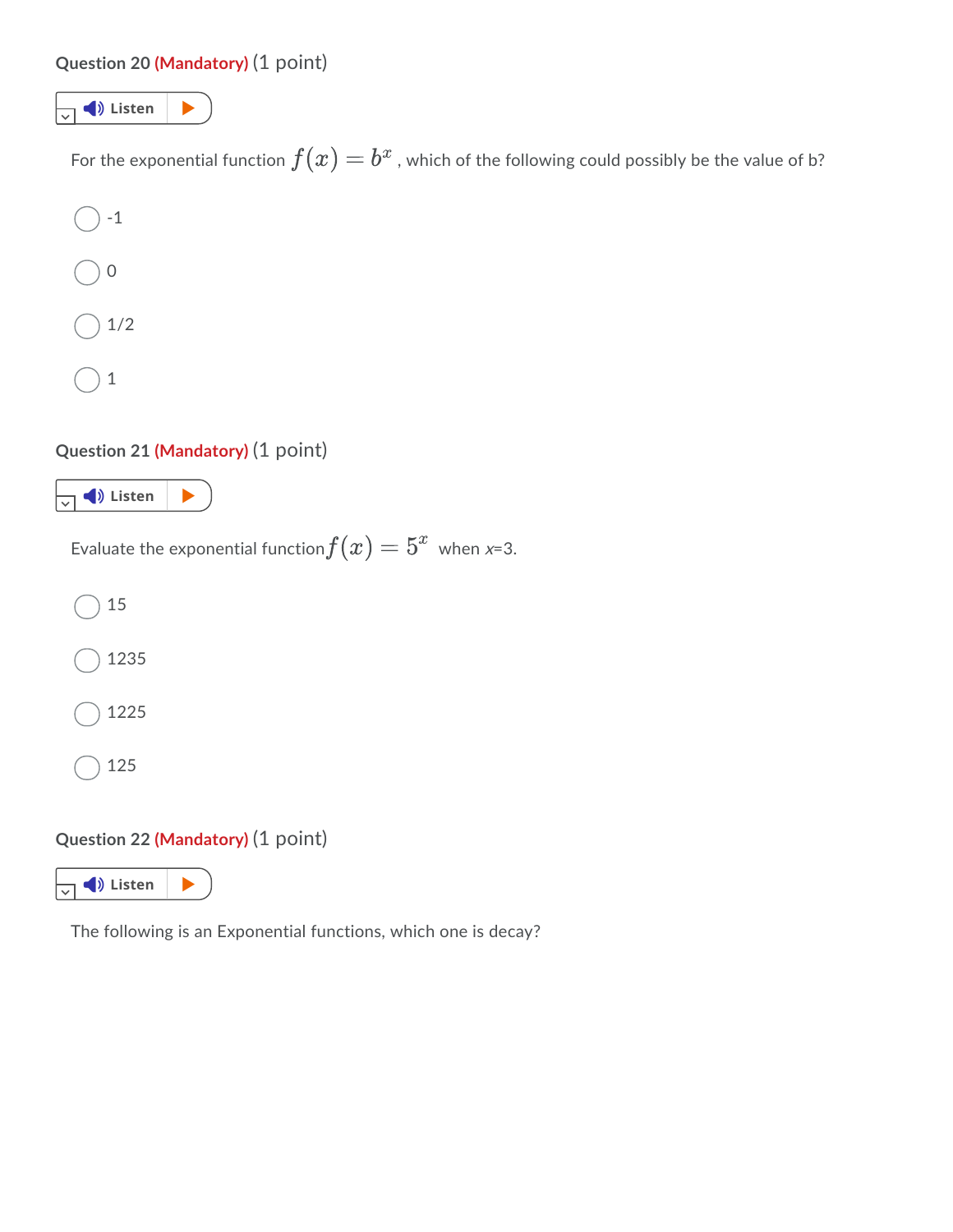**Question 20** **(Mandatory)** (1 point)

Listen

For the exponential function $f(x) = b^x$ , which of the following could possibly be the value of b?

- -1
- 0
- 1/2
- 1

**Question 21** **(Mandatory)** (1 point)

Listen

Evaluate the exponential function $f(x) = 5^x$ when *x*=3.

- 15
- 1235
- 1225
- 125

**Question 22** **(Mandatory)** (1 point)

Listen

The following is an Exponential functions, which one is decay?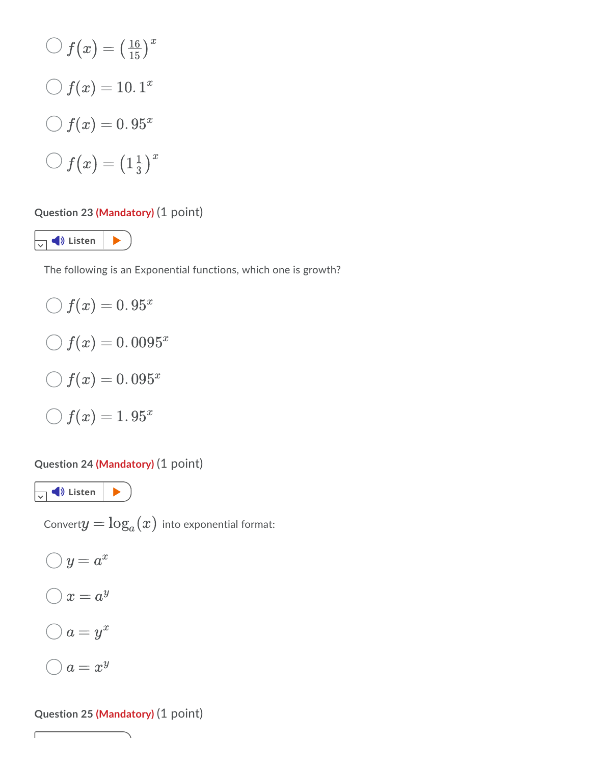- $f(x) = \left(\frac{16}{15}\right)^x$
- $f(x) = 10.1^x$
- $f(x) = 0.95^x$
- $f(x) = \left(1\frac{1}{3}\right)^x$

**Question 23** (Mandatory) (1 point)

Listen

The following is an Exponential functions, which one is growth?

- $f(x) = 0.95^x$
- $f(x) = 0.0095^x$
- $f(x) = 0.095^x$
- $f(x) = 1.95^x$

**Question 24** (Mandatory) (1 point)

Listen

Convert $y = \log_a(x)$ into exponential format:

- $y = a^x$
- $x = a^y$
- $a = y^x$
- $a = x^y$

**Question 25** (Mandatory) (1 point)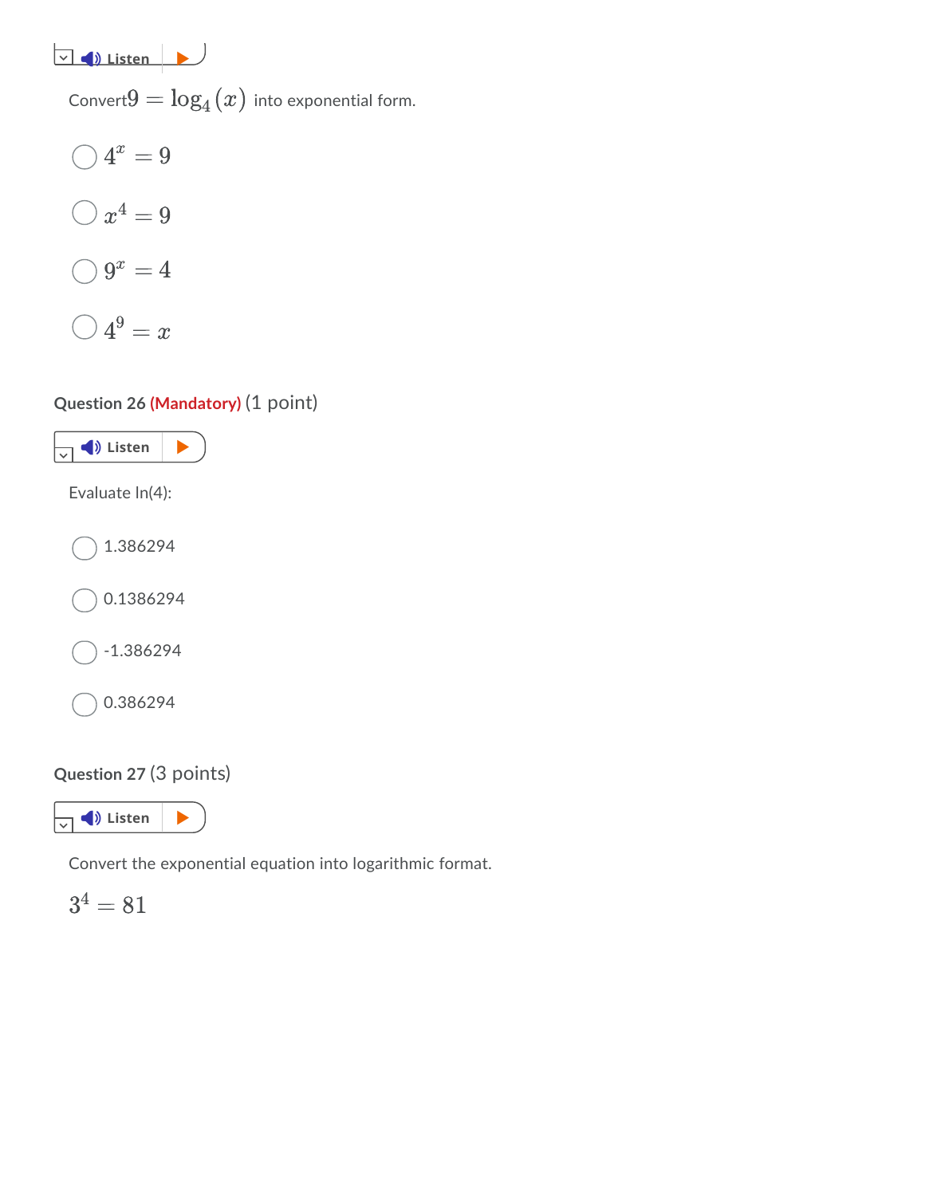Listen

Convert $9 = \log_4(x)$ into exponential form.

- $4^x = 9$
- $x^4 = 9$
- $9^x = 4$
- $4^9 = x$

**Question 26** **(Mandatory)** (1 point)

Listen

Evaluate ln(4):

- 1.386294
- 0.1386294
- -1.386294
- 0.386294

**Question 27** (3 points)

Listen

Convert the exponential equation into logarithmic format.

$3^4 = 81$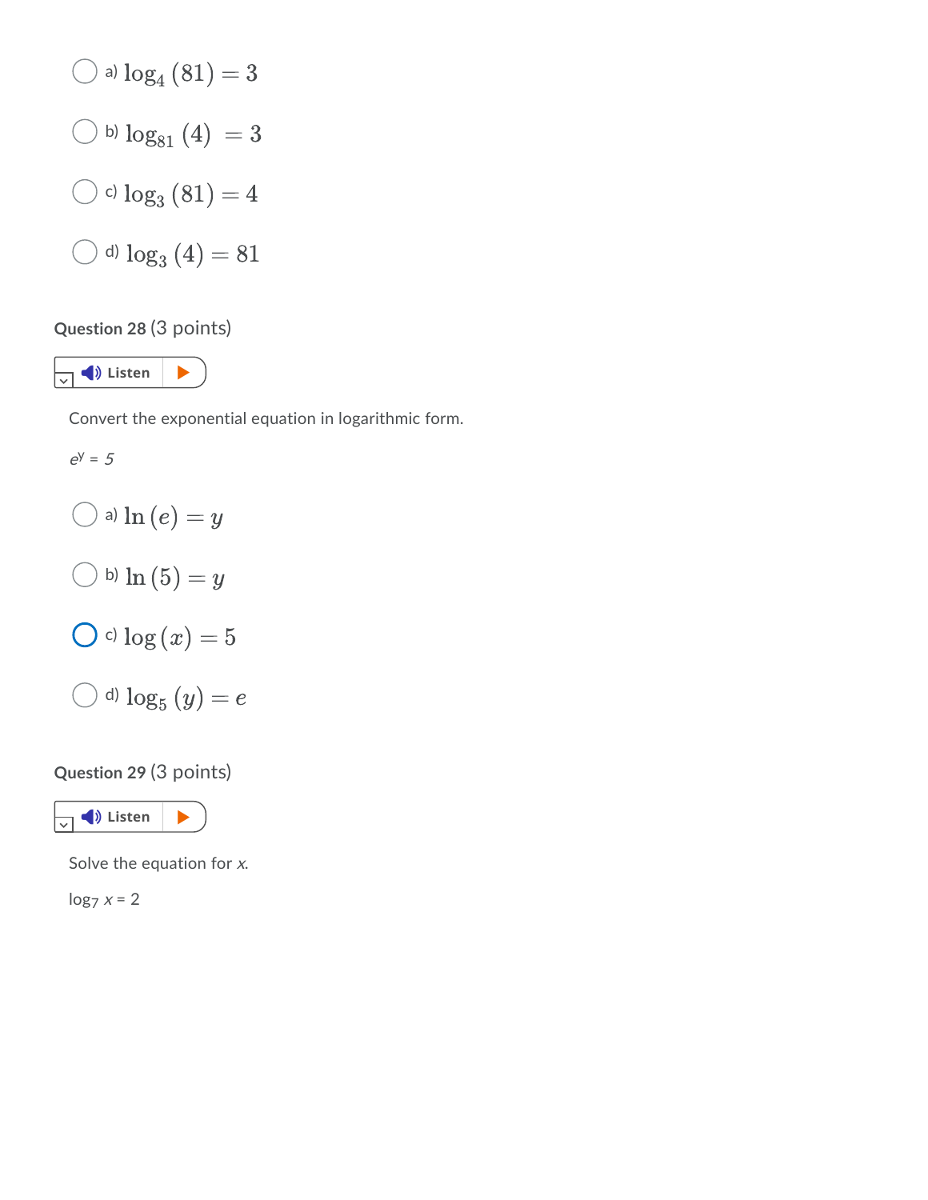- a) $\log_4(81) = 3$
- b) $\log_{81}(4) = 3$
- c) $\log_3(81) = 4$
- d) $\log_3(4) = 81$

## Question 28 (3 points)

Convert the exponential equation in logarithmic form.

$e^y = 5$

- a) $\ln(e) = y$
- b) $\ln(5) = y$
- c) $\log(x) = 5$
- d) $\log_5(y) = e$

## Question 29 (3 points)

Solve the equation for *x*.

$\log_7 x = 2$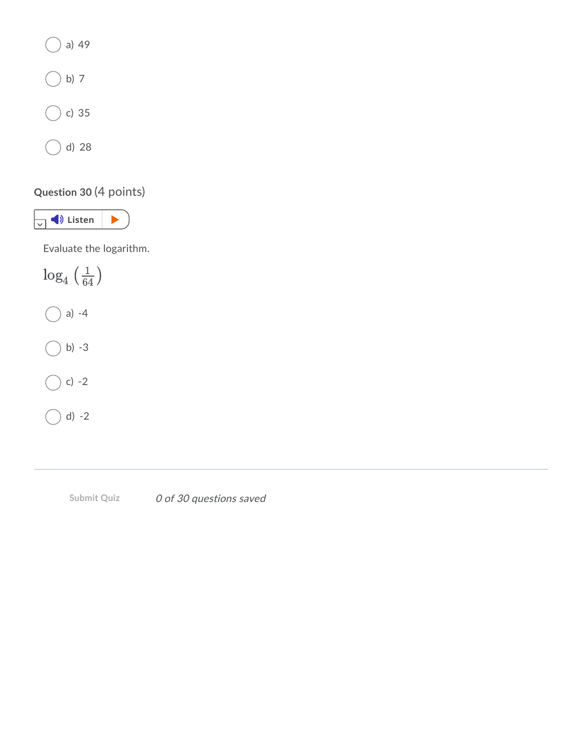- a) 49
- b) 7
- c) 35
- d) 28

**Question 30** (4 points)

Evaluate the logarithm.

$\log_4\left(\frac{1}{64}\right)$

- a) -4
- b) -3
- c) -2
- d) -2

Submit Quiz

*0 of 30 questions saved*